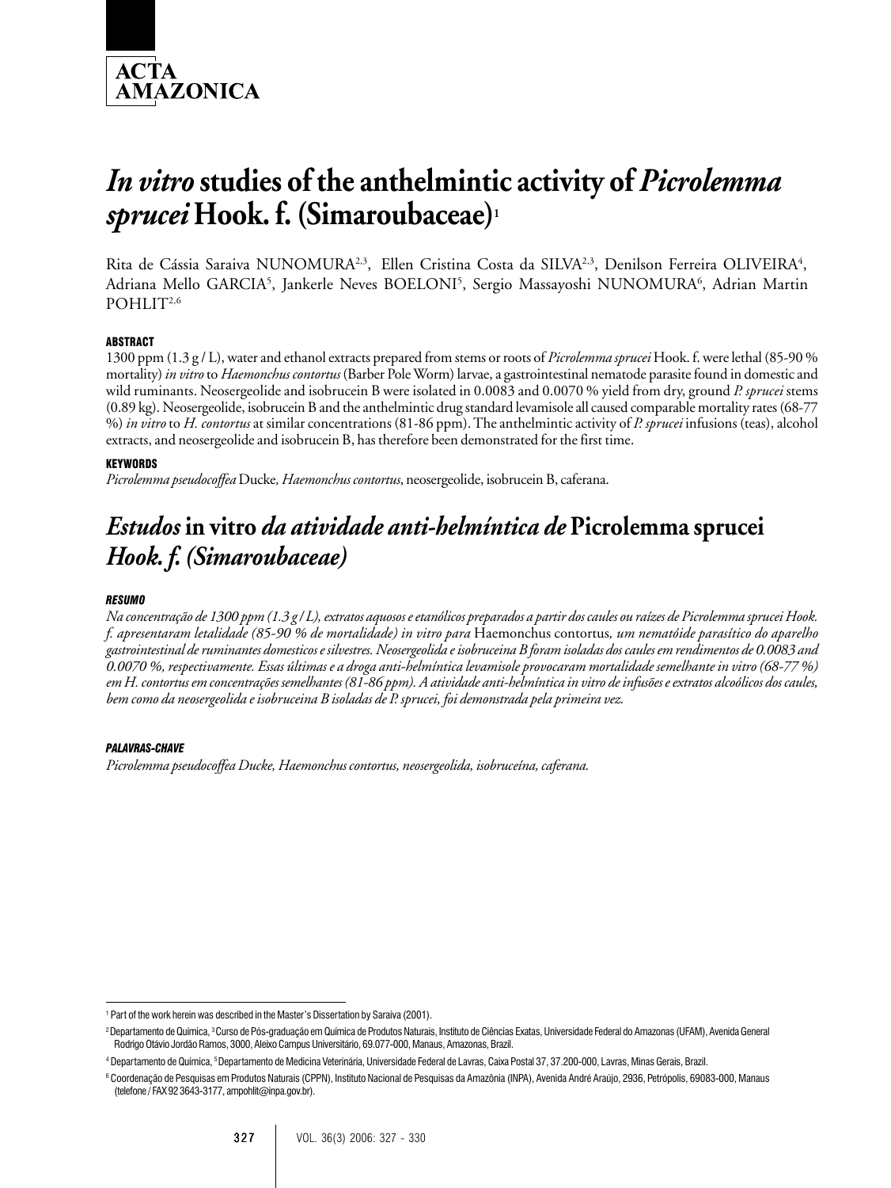ACTA AMAZONICA

# *In vitro* studies of the anthelmintic activity of *Picrolemma sprucei* Hook. f. (Simaroubaceae)[1]

Rita de Cássia Saraiva NUNOMURA[2,3], Ellen Cristina Costa da SILVA[2,3], Denilson Ferreira OLIVEIRA[4], Adriana Mello GARCIA[5], Jankerle Neves BOELONI[5], Sergio Massayoshi NUNOMURA[6], Adrian Martin POHLIT[2,6]

#### ABSTRACT

1300 ppm (1.3 g / L), water and ethanol extracts prepared from stems or roots of *Picrolemma sprucei* Hook. f. were lethal (85-90 % mortality) *in vitro* to *Haemonchus contortus* (Barber Pole Worm) larvae, a gastrointestinal nematode parasite found in domestic and wild ruminants. Neosergeolide and isobrucein B were isolated in 0.0083 and 0.0070 % yield from dry, ground *P. sprucei* stems (0.89 kg). Neosergeolide, isobrucein B and the anthelmintic drug standard levamisole all caused comparable mortality rates (68-77 %) *in vitro* to *H. contortus* at similar concentrations (81-86 ppm). The anthelmintic activity of *P. sprucei* infusions (teas), alcohol extracts, and neosergeolide and isobrucein B, has therefore been demonstrated for the first time.

#### KEYWORDS

*Picrolemma pseudocoffea* Ducke, *Haemonchus contortus*, neosergeolide, isobrucein B, caferana.

# *Estudos* in vitro *da atividade anti-helmíntica de* Picrolemma sprucei *Hook. f. (Simaroubaceae)*

#### *RESUMO*

*Na concentração de 1300 ppm (1.3 g / L), extratos aquosos e etanólicos preparados a partir dos caules ou raízes de Picrolemma sprucei Hook. f. apresentaram letalidade (85-90 % de mortalidade) in vitro para* Haemonchus contortus*, um nematóide parasítico do aparelho gastrointestinal de ruminantes domesticos e silvestres. Neosergeolida e isobruceina B foram isoladas dos caules em rendimentos de 0.0083 and 0.0070 %, respectivamente. Essas últimas e a droga anti-helmíntica levamisole provocaram mortalidade semelhante in vitro (68-77 %) em H. contortus em concentrações semelhantes (81-86 ppm). A atividade anti-helmíntica in vitro de infusões e extratos alcoólicos dos caules, bem como da neosergeolida e isobruceina B isoladas de P. sprucei, foi demonstrada pela primeira vez.*

#### *PALAVRAS-CHAVE*

*Picrolemma pseudocoffea Ducke, Haemonchus contortus, neosergeolida, isobruceina, caferana.*

---

[1] Part of the work herein was described in the Master's Dissertation by Saraiva (2001).

[2] Departamento de Química, [3] Curso de Pós-graduação em Química de Produtos Naturais, Instituto de Ciências Exatas, Universidade Federal do Amazonas (UFAM), Avenida General Rodrigo Otávio Jordão Ramos, 3000, Aleixo Campus Universitário, 69.077-000, Manaus, Amazonas, Brazil.

[4] Departamento de Química, [5] Departamento de Medicina Veterinária, Universidade Federal de Lavras, Caixa Postal 37, 37.200-000, Lavras, Minas Gerais, Brazil.

[6] Coordenação de Pesquisas em Produtos Naturais (CPPN), Instituto Nacional de Pesquisas da Amazônia (INPA), Avenida André Araújo, 2936, Petrópolis, 69083-000, Manaus (telefone / FAX 92 3643-3177, ampohlit@inpa.gov.br).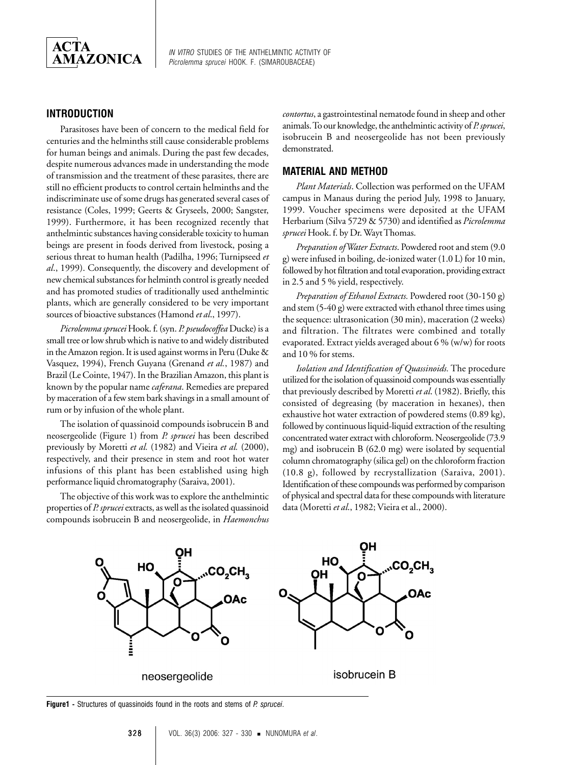## INTRODUCTION

Parasitoses have been of concern to the medical field for centuries and the helminths still cause considerable problems for human beings and animals. During the past few decades, despite numerous advances made in understanding the mode of transmission and the treatment of these parasites, there are still no efficient products to control certain helminths and the indiscriminate use of some drugs has generated several cases of resistance (Coles, 1999; Geerts & Gryseels, 2000; Sangster, 1999). Furthermore, it has been recognized recently that anthelmintic substances having considerable toxicity to human beings are present in foods derived from livestock, posing a serious threat to human health (Padilha, 1996; Turnipseed *et al*., 1999). Consequently, the discovery and development of new chemical substances for helminth control is greatly needed and has promoted studies of traditionally used anthelmintic plants, which are generally considered to be very important sources of bioactive substances (Hamond *et al*., 1997).

*Picrolemma sprucei* Hook. f. (syn. *P. pseudocoffea* Ducke) is a small tree or low shrub which is native to and widely distributed in the Amazon region. It is used against worms in Peru (Duke & Vasquez, 1994), French Guyana (Grenand *et al.*, 1987) and Brazil (Le Cointe, 1947). In the Brazilian Amazon, this plant is known by the popular name *caferana*. Remedies are prepared by maceration of a few stem bark shavings in a small amount of rum or by infusion of the whole plant.

The isolation of quassinoid compounds isobrucein B and neosergeolide (Figure 1) from *P. sprucei* has been described previously by Moretti *et al.* (1982) and Vieira *et al.* (2000), respectively, and their presence in stem and root hot water infusions of this plant has been established using high performance liquid chromatography (Saraiva, 2001).

The objective of this work was to explore the anthelmintic properties of *P. sprucei* extracts, as well as the isolated quassinoid compounds isobrucein B and neosergeolide, in *Haemonchus contortus*, a gastrointestinal nematode found in sheep and other animals. To our knowledge, the anthelmintic activity of *P. sprucei*, isobrucein B and neosergeolide has not been previously demonstrated.

## MATERIAL AND METHOD

*Plant Materials*. Collection was performed on the UFAM campus in Manaus during the period July, 1998 to January, 1999. Voucher specimens were deposited at the UFAM Herbarium (Silva 5729 & 5730) and identified as *Picrolemma sprucei* Hook. f. by Dr. Wayt Thomas.

*Preparation of Water Extracts*. Powdered root and stem (9.0 g) were infused in boiling, de-ionized water (1.0 L) for 10 min, followed by hot filtration and total evaporation, providing extract in 2.5 and 5 % yield, respectively.

*Preparation of Ethanol Extracts*. Powdered root (30-150 g) and stem (5-40 g) were extracted with ethanol three times using the sequence: ultrasonication (30 min), maceration (2 weeks) and filtration. The filtrates were combined and totally evaporated. Extract yields averaged about 6 % (w/w) for roots and 10 % for stems.

*Isolation and Identification of Quassinoids*. The procedure utilized for the isolation of quassinoid compounds was essentially that previously described by Moretti *et al.* (1982). Briefly, this consisted of degreasing (by maceration in hexanes), then exhaustive hot water extraction of powdered stems (0.89 kg), followed by continuous liquid-liquid extraction of the resulting concentrated water extract with chloroform. Neosergeolide (73.9 mg) and isobrucein B (62.0 mg) were isolated by sequential column chromatography (silica gel) on the chloroform fraction (10.8 g), followed by recrystallization (Saraiva, 2001). Identification of these compounds was performed by comparison of physical and spectral data for these compounds with literature data (Moretti *et al.*, 1982; Vieira et al., 2000).

neosergeolide isobrucein B

**Figure1 -** Structures of quassinoids found in the roots and stems of *P. sprucei*.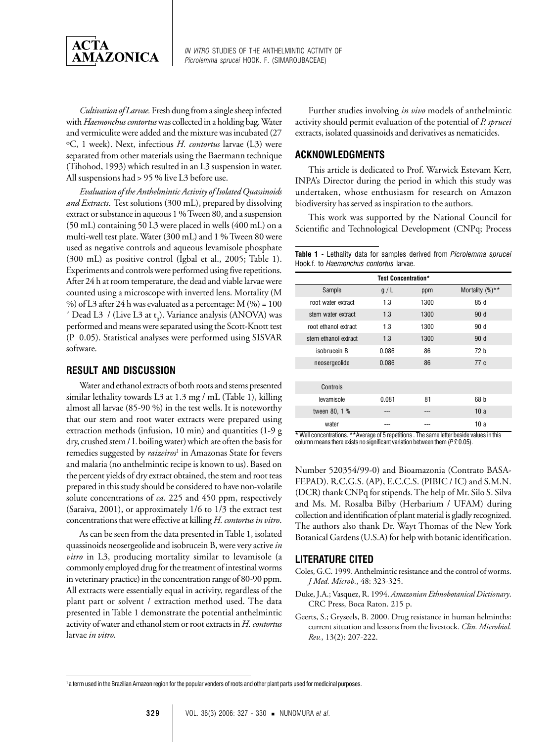*Cultivation of Larvae.* Fresh dung from a single sheep infected with *Haemonchus contortus* was collected in a holding bag. Water and vermiculite were added and the mixture was incubated (27 ºC, 1 week). Next, infectious *H. contortus* larvae (L3) were separated from other materials using the Baermann technique (Tihohod, 1993) which resulted in an L3 suspension in water. All suspensions had > 95 % live L3 before use.

*Evaluation of the Anthelmintic Activity of Isolated Quassinoids and Extracts*. Test solutions (300 mL), prepared by dissolving extract or substance in aqueous 1 % Tween 80, and a suspension (50 mL) containing 50 L3 were placed in wells (400 mL) on a multi-well test plate. Water (300 mL) and 1 % Tween 80 were used as negative controls and aqueous levamisole phosphate (300 mL) as positive control (Igbal et al., 2005; Table 1). Experiments and controls were performed using five repetitions. After 24 h at room temperature, the dead and viable larvae were counted using a microscope with inverted lens. Mortality (M %) of L3 after 24 h was evaluated as a percentage: M (%) = 100 ´ Dead L3 / (Live L3 at $t_0$). Variance analysis (ANOVA) was performed and means were separated using the Scott-Knott test (P 0.05). Statistical analyses were performed using SISVAR software.

## RESULT AND DISCUSSION

Water and ethanol extracts of both roots and stems presented similar lethality towards L3 at 1.3 mg / mL (Table 1), killing almost all larvae (85-90 %) in the test wells. It is noteworthy that our stem and root water extracts were prepared using extraction methods (infusion, 10 min) and quantities (1-9 g dry, crushed stem / L boiling water) which are often the basis for remedies suggested by *raizeiros*[1] in Amazonas State for fevers and malaria (no anthelmintic recipe is known to us). Based on the percent yields of dry extract obtained, the stem and root teas prepared in this study should be considered to have non-volatile solute concentrations of *ca*. 225 and 450 ppm, respectively (Saraiva, 2001), or approximately 1/6 to 1/3 the extract test concentrations that were effective at killing *H. contortus in vitro*.

As can be seen from the data presented in Table 1, isolated quassinoids neosergeolide and isobrucein B, were very active *in vitro* in L3, producing mortality similar to levamisole (a commonly employed drug for the treatment of intestinal worms in veterinary practice) in the concentration range of 80-90 ppm. All extracts were essentially equal in activity, regardless of the plant part or solvent / extraction method used. The data presented in Table 1 demonstrate the potential anthelmintic activity of water and ethanol stem or root extracts in *H. contortus* larvae *in vitro*.

Further studies involving *in vivo* models of anthelmintic activity should permit evaluation of the potential of *P. sprucei* extracts, isolated quassinoids and derivatives as nematicides.

## ACKNOWLEDGMENTS

This article is dedicated to Prof. Warwick Estevam Kerr, INPA's Director during the period in which this study was undertaken, whose enthusiasm for research on Amazon biodiversity has served as inspiration to the authors.

This work was supported by the National Council for Scientific and Technological Development (CNPq; Process Number 520354/99-0) and Bioamazonia (Contrato BASA-FEPAD). R.C.G.S. (AP), E.C.C.S. (PIBIC / IC) and S.M.N. (DCR) thank CNPq for stipends. The help of Mr. Silo S. Silva and Ms. M. Rosalba Bilby (Herbarium / UFAM) during collection and identification of plant material is gladly recognized. The authors also thank Dr. Wayt Thomas of the New York Botanical Gardens (U.S.A) for help with botanic identification.

**Table 1 -** Lethality data for samples derived from *Picrolemma sprucei* Hook.f. to *Haemonchus contortus* larvae.

| | Test Concentration* | | |
|---|---|---|---|
| Sample | g / L | ppm | Mortality (%)** |
| root water extract | 1.3 | 1300 | 85 d |
| stem water extract | 1.3 | 1300 | 90 d |
| root ethanol extract | 1.3 | 1300 | 90 d |
| stem ethanol extract | 1.3 | 1300 | 90 d |
| isobrucein B | 0.086 | 86 | 72 b |
| neosergeolide | 0.086 | 86 | 77 c |
| Controls | | | |
| levamisole | 0.081 | 81 | 68 b |
| tween 80, 1 % | --- | --- | 10 a |
| water | --- | --- | 10 a |

\* Well concentrations. **Average of 5 repetitions . The same letter beside values in this column means there exists no significant variation between them ($P \leq 0.05$).

## LITERATURE CITED

Coles, G.C. 1999. Anthelmintic resistance and the control of worms. *J Med. Microb*., 48: 323-325.

Duke, J.A.; Vasquez, R. 1994. *Amazonian Ethnobotanical Dictionary*. CRC Press, Boca Raton. 215 p.

Geerts, S.; Gryseels, B. 2000. Drug resistance in human helminths: current situation and lessons from the livestock. *Clin. Microbiol. Rev.*, 13(2): 207-222.

[1] a term used in the Brazilian Amazon region for the popular venders of roots and other plant parts used for medicinal purposes.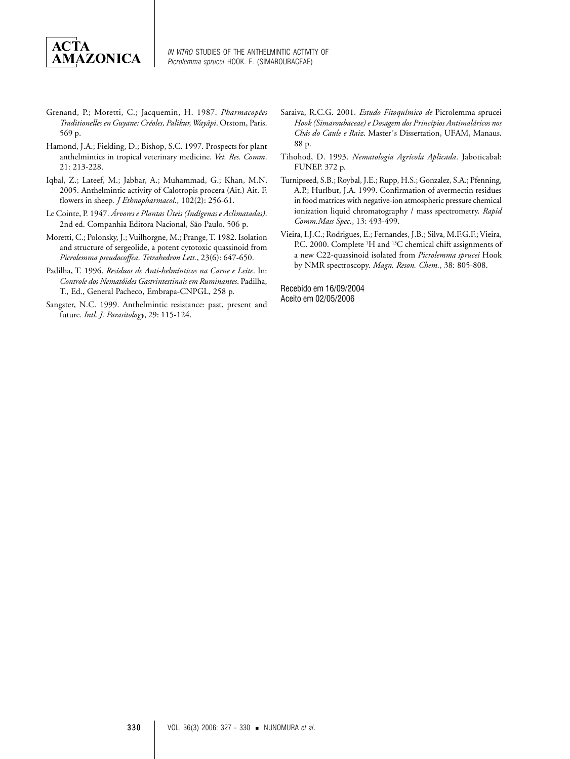Grenand, P.; Moretti, C.; Jacquemin, H. 1987. *Pharmacopées Traditionelles en Guyane: Créoles, Palikur, Wayãpi*. Orstom, Paris. 569 p.

Hamond, J.A.; Fielding, D.; Bishop, S.C. 1997. Prospects for plant anthelmintics in tropical veterinary medicine. *Vet. Res. Comm*. 21: 213-228.

Iqbal, Z.; Lateef, M.; Jabbar, A.; Muhammad, G.; Khan, M.N. 2005. Anthelmintic activity of Calotropis procera (Ait.) Ait. F. flowers in sheep. *J Ethnopharmacol*., 102(2): 256-61.

Le Cointe, P. 1947. *Árvores e Plantas Úteis (Indígenas e Aclimatadas)*. 2nd ed. Companhia Editora Nacional, São Paulo. 506 p.

Moretti, C.; Polonsky, J.; Vuilhorgne, M.; Prange, T. 1982. Isolation and structure of sergeolide, a potent cytotoxic quassinoid from *Picrolemma pseudocoffea*. *Tetrahedron Lett.*, 23(6): 647-650.

Padilha, T. 1996. *Resíduos de Anti-helmínticos na Carne e Leite*. In: *Controle dos Nematóides Gastrintestinais em Ruminantes*. Padilha, T., Ed., General Pacheco, Embrapa-CNPGL, 258 p.

Sangster, N.C. 1999. Anthelmintic resistance: past, present and future. *Intl. J. Parasitology*, 29: 115-124.

Saraiva, R.C.G. 2001. *Estudo Fitoquímico de* Picrolemma sprucei *Hook (Simaroubaceae) e Dosagem dos Princípios Antimaláricos nos Chás do Caule e Raiz*. Master´s Dissertation, UFAM, Manaus. 88 p.

Tihohod, D. 1993. *Nematologia Agrícola Aplicada*. Jaboticabal: FUNEP. 372 p.

Turnipseed, S.B.; Roybal, J.E.; Rupp, H.S.; Gonzalez, S.A.; Pfenning, A.P.; Hurlbut, J.A. 1999. Confirmation of avermectin residues in food matrices with negative-ion atmospheric pressure chemical ionization liquid chromatography / mass spectrometry. *Rapid Comm.Mass Spec.*, 13: 493-499.

Vieira, I.J.C.; Rodrigues, E.; Fernandes, J.B.; Silva, M.F.G.F.; Vieira, P.C. 2000. Complete $^{1}H$ and $^{13}C$ chemical chift assignments of a new C22-quassinoid isolated from *Picrolemma sprucei* Hook by NMR spectroscopy. *Magn. Reson. Chem.*, 38: 805-808.

Recebido em 16/09/2004
Aceito em 02/05/2006